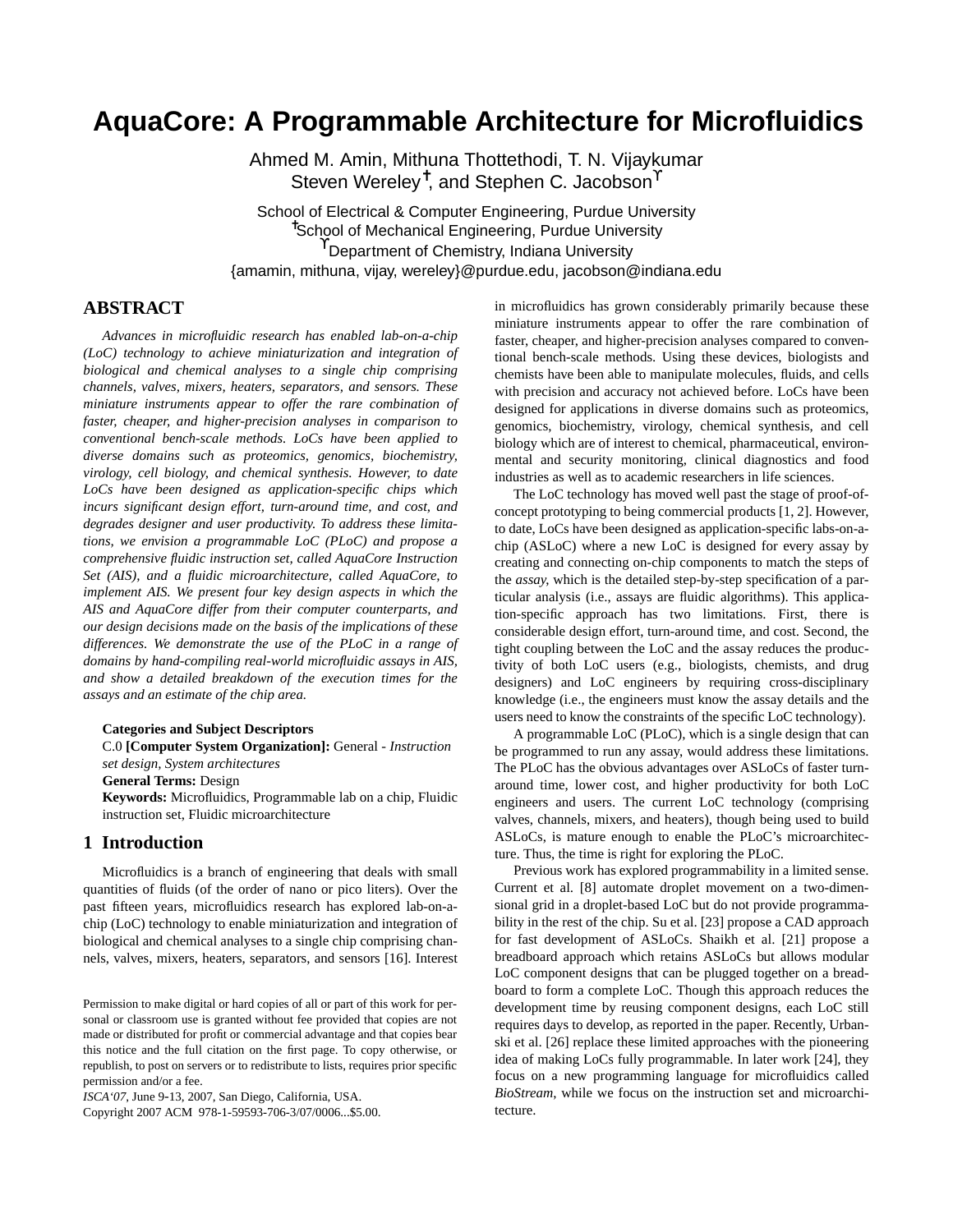# AquaCore: A Programmable Architecture for Microfluidics

Ahmed M. Amin, Mithuna Thottethodi, T. N. Vijaykumar
Steven Wereley[†], and Stephen C. Jacobson[ϒ]

School of Electrical & Computer Engineering, Purdue University
[†]School of Mechanical Engineering, Purdue University
[ϒ]Department of Chemistry, Indiana University
{amamin, mithuna, vijay, wereley}@purdue.edu, jacobson@indiana.edu

## ABSTRACT

*Advances in microfluidic research has enabled lab-on-a-chip (LoC) technology to achieve miniaturization and integration of biological and chemical analyses to a single chip comprising channels, valves, mixers, heaters, separators, and sensors. These miniature instruments appear to offer the rare combination of faster, cheaper, and higher-precision analyses in comparison to conventional bench-scale methods. LoCs have been applied to diverse domains such as proteomics, genomics, biochemistry, virology, cell biology, and chemical synthesis. However, to date LoCs have been designed as application-specific chips which incurs significant design effort, turn-around time, and cost, and degrades designer and user productivity. To address these limitations, we envision a programmable LoC (PLoC) and propose a comprehensive fluidic instruction set, called AquaCore Instruction Set (AIS), and a fluidic microarchitecture, called AquaCore, to implement AIS. We present four key design aspects in which the AIS and AquaCore differ from their computer counterparts, and our design decisions made on the basis of the implications of these differences. We demonstrate the use of the PLoC in a range of domains by hand-compiling real-world microfluidic assays in AIS, and show a detailed breakdown of the execution times for the assays and an estimate of the chip area.*

**Categories and Subject Descriptors**
C.0 **[Computer System Organization]:** General - *Instruction set design, System architectures*
**General Terms:** Design
**Keywords:** Microfluidics, Programmable lab on a chip, Fluidic instruction set, Fluidic microarchitecture

## 1 Introduction

Microfluidics is a branch of engineering that deals with small quantities of fluids (of the order of nano or pico liters). Over the past fifteen years, microfluidics research has explored lab-on-a-chip (LoC) technology to enable miniaturization and integration of biological and chemical analyses to a single chip comprising channels, valves, mixers, heaters, separators, and sensors [16]. Interest in microfluidics has grown considerably primarily because these miniature instruments appear to offer the rare combination of faster, cheaper, and higher-precision analyses compared to conventional bench-scale methods. Using these devices, biologists and chemists have been able to manipulate molecules, fluids, and cells with precision and accuracy not achieved before. LoCs have been designed for applications in diverse domains such as proteomics, genomics, biochemistry, virology, chemical synthesis, and cell biology which are of interest to chemical, pharmaceutical, environmental and security monitoring, clinical diagnostics and food industries as well as to academic researchers in life sciences.

The LoC technology has moved well past the stage of proof-of-concept prototyping to being commercial products [1, 2]. However, to date, LoCs have been designed as application-specific labs-on-a-chip (ASLoC) where a new LoC is designed for every assay by creating and connecting on-chip components to match the steps of the *assay*, which is the detailed step-by-step specification of a particular analysis (i.e., assays are fluidic algorithms). This application-specific approach has two limitations. First, there is considerable design effort, turn-around time, and cost. Second, the tight coupling between the LoC and the assay reduces the productivity of both LoC users (e.g., biologists, chemists, and drug designers) and LoC engineers by requiring cross-disciplinary knowledge (i.e., the engineers must know the assay details and the users need to know the constraints of the specific LoC technology).

A programmable LoC (PLoC), which is a single design that can be programmed to run any assay, would address these limitations. The PLoC has the obvious advantages over ASLoCs of faster turn-around time, lower cost, and higher productivity for both LoC engineers and users. The current LoC technology (comprising valves, channels, mixers, and heaters), though being used to build ASLoCs, is mature enough to enable the PLoC's microarchitecture. Thus, the time is right for exploring the PLoC.

Previous work has explored programmability in a limited sense. Current et al. [8] automate droplet movement on a two-dimensional grid in a droplet-based LoC but do not provide programmability in the rest of the chip. Su et al. [23] propose a CAD approach for fast development of ASLoCs. Shaikh et al. [21] propose a breadboard approach which retains ASLoCs but allows modular LoC component designs that can be plugged together on a breadboard to form a complete LoC. Though this approach reduces the development time by reusing component designs, each LoC still requires days to develop, as reported in the paper. Recently, Urbanski et al. [26] replace these limited approaches with the pioneering idea of making LoCs fully programmable. In later work [24], they focus on a new programming language for microfluidics called *BioStream*, while we focus on the instruction set and microarchitecture.

Permission to make digital or hard copies of all or part of this work for personal or classroom use is granted without fee provided that copies are not made or distributed for profit or commercial advantage and that copies bear this notice and the full citation on the first page. To copy otherwise, or republish, to post on servers or to redistribute to lists, requires prior specific permission and/or a fee.
*ISCA'07*, June 9-13, 2007, San Diego, California, USA.
Copyright 2007 ACM 978-1-59593-706-3/07/0006...$5.00.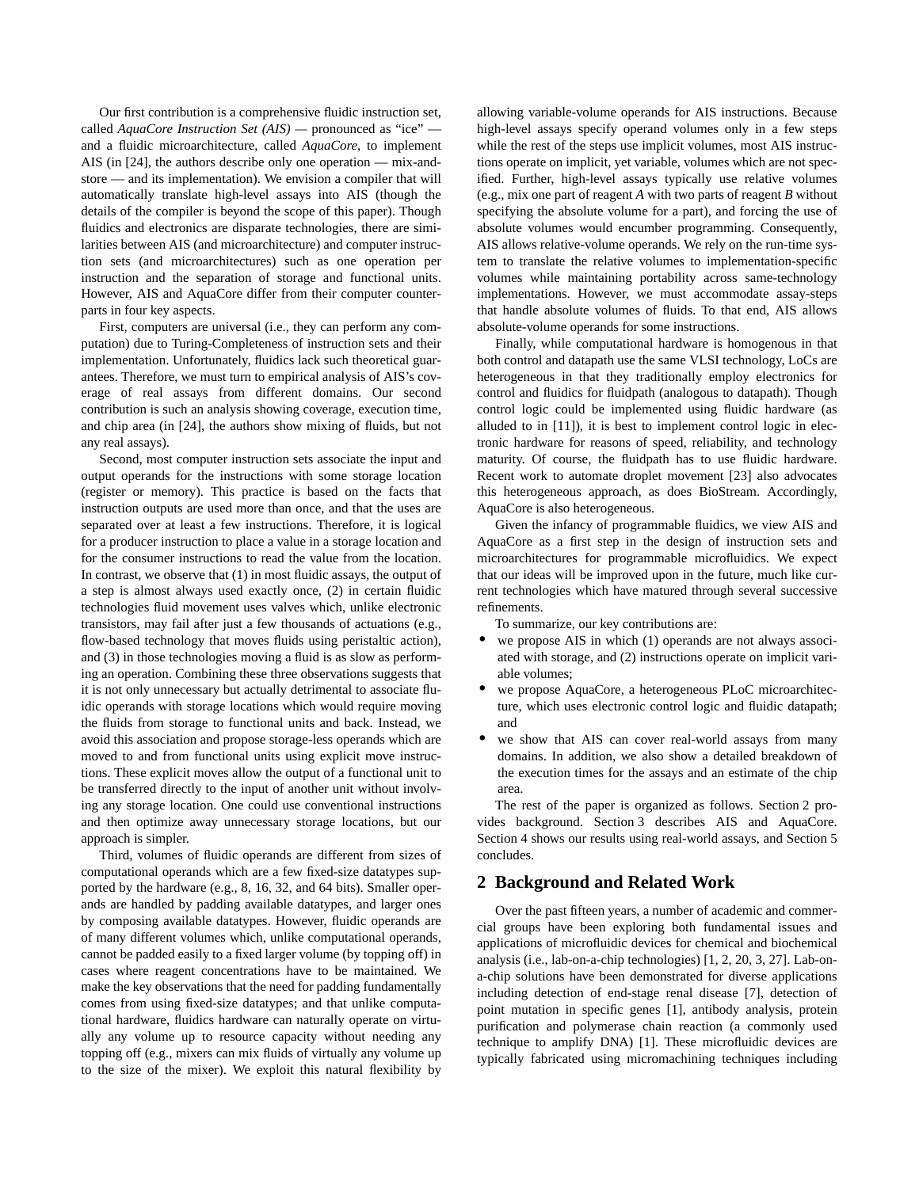Our first contribution is a comprehensive fluidic instruction set, called *AquaCore Instruction Set (AIS)* — pronounced as “ice” — and a fluidic microarchitecture, called *AquaCore*, to implement AIS (in [24], the authors describe only one operation — mix-and-store — and its implementation). We envision a compiler that will automatically translate high-level assays into AIS (though the details of the compiler is beyond the scope of this paper). Though fluidics and electronics are disparate technologies, there are similarities between AIS (and microarchitecture) and computer instruction sets (and microarchitectures) such as one operation per instruction and the separation of storage and functional units. However, AIS and AquaCore differ from their computer counterparts in four key aspects.

First, computers are universal (i.e., they can perform any computation) due to Turing-Completeness of instruction sets and their implementation. Unfortunately, fluidics lack such theoretical guarantees. Therefore, we must turn to empirical analysis of AIS’s coverage of real assays from different domains. Our second contribution is such an analysis showing coverage, execution time, and chip area (in [24], the authors show mixing of fluids, but not any real assays).

Second, most computer instruction sets associate the input and output operands for the instructions with some storage location (register or memory). This practice is based on the facts that instruction outputs are used more than once, and that the uses are separated over at least a few instructions. Therefore, it is logical for a producer instruction to place a value in a storage location and for the consumer instructions to read the value from the location. In contrast, we observe that (1) in most fluidic assays, the output of a step is almost always used exactly once, (2) in certain fluidic technologies fluid movement uses valves which, unlike electronic transistors, may fail after just a few thousands of actuations (e.g., flow-based technology that moves fluids using peristaltic action), and (3) in those technologies moving a fluid is as slow as performing an operation. Combining these three observations suggests that it is not only unnecessary but actually detrimental to associate fluidic operands with storage locations which would require moving the fluids from storage to functional units and back. Instead, we avoid this association and propose storage-less operands which are moved to and from functional units using explicit move instructions. These explicit moves allow the output of a functional unit to be transferred directly to the input of another unit without involving any storage location. One could use conventional instructions and then optimize away unnecessary storage locations, but our approach is simpler.

Third, volumes of fluidic operands are different from sizes of computational operands which are a few fixed-size datatypes supported by the hardware (e.g., 8, 16, 32, and 64 bits). Smaller operands are handled by padding available datatypes, and larger ones by composing available datatypes. However, fluidic operands are of many different volumes which, unlike computational operands, cannot be padded easily to a fixed larger volume (by topping off) in cases where reagent concentrations have to be maintained. We make the key observations that the need for padding fundamentally comes from using fixed-size datatypes; and that unlike computational hardware, fluidics hardware can naturally operate on virtually any volume up to resource capacity without needing any topping off (e.g., mixers can mix fluids of virtually any volume up to the size of the mixer). We exploit this natural flexibility by allowing variable-volume operands for AIS instructions. Because high-level assays specify operand volumes only in a few steps while the rest of the steps use implicit volumes, most AIS instructions operate on implicit, yet variable, volumes which are not specified. Further, high-level assays typically use relative volumes (e.g., mix one part of reagent *A* with two parts of reagent *B* without specifying the absolute volume for a part), and forcing the use of absolute volumes would encumber programming. Consequently, AIS allows relative-volume operands. We rely on the run-time system to translate the relative volumes to implementation-specific volumes while maintaining portability across same-technology implementations. However, we must accommodate assay-steps that handle absolute volumes of fluids. To that end, AIS allows absolute-volume operands for some instructions.

Finally, while computational hardware is homogenous in that both control and datapath use the same VLSI technology, LoCs are heterogeneous in that they traditionally employ electronics for control and fluidics for fluidpath (analogous to datapath). Though control logic could be implemented using fluidic hardware (as alluded to in [11]), it is best to implement control logic in electronic hardware for reasons of speed, reliability, and technology maturity. Of course, the fluidpath has to use fluidic hardware. Recent work to automate droplet movement [23] also advocates this heterogeneous approach, as does BioStream. Accordingly, AquaCore is also heterogeneous.

Given the infancy of programmable fluidics, we view AIS and AquaCore as a first step in the design of instruction sets and microarchitectures for programmable microfluidics. We expect that our ideas will be improved upon in the future, much like current technologies which have matured through several successive refinements.

To summarize, our key contributions are:

- we propose AIS in which (1) operands are not always associated with storage, and (2) instructions operate on implicit variable volumes;
- we propose AquaCore, a heterogeneous PLoC microarchitecture, which uses electronic control logic and fluidic datapath; and
- we show that AIS can cover real-world assays from many domains. In addition, we also show a detailed breakdown of the execution times for the assays and an estimate of the chip area.

The rest of the paper is organized as follows. Section 2 provides background. Section 3 describes AIS and AquaCore. Section 4 shows our results using real-world assays, and Section 5 concludes.

## 2 Background and Related Work

Over the past fifteen years, a number of academic and commercial groups have been exploring both fundamental issues and applications of microfluidic devices for chemical and biochemical analysis (i.e., lab-on-a-chip technologies) [1, 2, 20, 3, 27]. Lab-on-a-chip solutions have been demonstrated for diverse applications including detection of end-stage renal disease [7], detection of point mutation in specific genes [1], antibody analysis, protein purification and polymerase chain reaction (a commonly used technique to amplify DNA) [1]. These microfluidic devices are typically fabricated using micromachining techniques including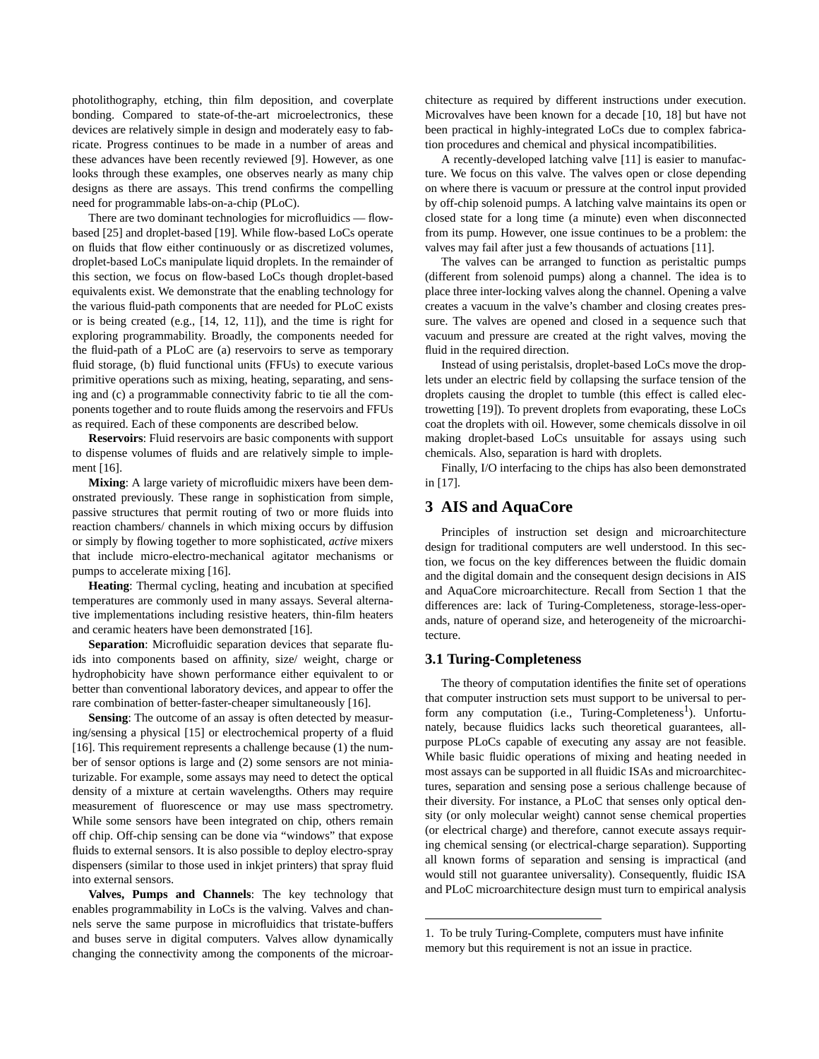photolithography, etching, thin film deposition, and coverplate bonding. Compared to state-of-the-art microelectronics, these devices are relatively simple in design and moderately easy to fabricate. Progress continues to be made in a number of areas and these advances have been recently reviewed [9]. However, as one looks through these examples, one observes nearly as many chip designs as there are assays. This trend confirms the compelling need for programmable labs-on-a-chip (PLoC).

There are two dominant technologies for microfluidics — flow-based [25] and droplet-based [19]. While flow-based LoCs operate on fluids that flow either continuously or as discretized volumes, droplet-based LoCs manipulate liquid droplets. In the remainder of this section, we focus on flow-based LoCs though droplet-based equivalents exist. We demonstrate that the enabling technology for the various fluid-path components that are needed for PLoC exists or is being created (e.g., [14, 12, 11]), and the time is right for exploring programmability. Broadly, the components needed for the fluid-path of a PLoC are (a) reservoirs to serve as temporary fluid storage, (b) fluid functional units (FFUs) to execute various primitive operations such as mixing, heating, separating, and sensing and (c) a programmable connectivity fabric to tie all the components together and to route fluids among the reservoirs and FFUs as required. Each of these components are described below.

**Reservoirs**: Fluid reservoirs are basic components with support to dispense volumes of fluids and are relatively simple to implement [16].

**Mixing**: A large variety of microfluidic mixers have been demonstrated previously. These range in sophistication from simple, passive structures that permit routing of two or more fluids into reaction chambers/ channels in which mixing occurs by diffusion or simply by flowing together to more sophisticated, *active* mixers that include micro-electro-mechanical agitator mechanisms or pumps to accelerate mixing [16].

**Heating**: Thermal cycling, heating and incubation at specified temperatures are commonly used in many assays. Several alternative implementations including resistive heaters, thin-film heaters and ceramic heaters have been demonstrated [16].

**Separation**: Microfluidic separation devices that separate fluids into components based on affinity, size/ weight, charge or hydrophobicity have shown performance either equivalent to or better than conventional laboratory devices, and appear to offer the rare combination of better-faster-cheaper simultaneously [16].

**Sensing**: The outcome of an assay is often detected by measuring/sensing a physical [15] or electrochemical property of a fluid [16]. This requirement represents a challenge because (1) the number of sensor options is large and (2) some sensors are not miniaturizable. For example, some assays may need to detect the optical density of a mixture at certain wavelengths. Others may require measurement of fluorescence or may use mass spectrometry. While some sensors have been integrated on chip, others remain off chip. Off-chip sensing can be done via "windows" that expose fluids to external sensors. It is also possible to deploy electro-spray dispensers (similar to those used in inkjet printers) that spray fluid into external sensors.

**Valves, Pumps and Channels**: The key technology that enables programmability in LoCs is the valving. Valves and channels serve the same purpose in microfluidics that tristate-buffers and buses serve in digital computers. Valves allow dynamically changing the connectivity among the components of the microarchitecture as required by different instructions under execution. Microvalves have been known for a decade [10, 18] but have not been practical in highly-integrated LoCs due to complex fabrication procedures and chemical and physical incompatibilities.

A recently-developed latching valve [11] is easier to manufacture. We focus on this valve. The valves open or close depending on where there is vacuum or pressure at the control input provided by off-chip solenoid pumps. A latching valve maintains its open or closed state for a long time (a minute) even when disconnected from its pump. However, one issue continues to be a problem: the valves may fail after just a few thousands of actuations [11].

The valves can be arranged to function as peristaltic pumps (different from solenoid pumps) along a channel. The idea is to place three inter-locking valves along the channel. Opening a valve creates a vacuum in the valve's chamber and closing creates pressure. The valves are opened and closed in a sequence such that vacuum and pressure are created at the right valves, moving the fluid in the required direction.

Instead of using peristalsis, droplet-based LoCs move the droplets under an electric field by collapsing the surface tension of the droplets causing the droplet to tumble (this effect is called electrowetting [19]). To prevent droplets from evaporating, these LoCs coat the droplets with oil. However, some chemicals dissolve in oil making droplet-based LoCs unsuitable for assays using such chemicals. Also, separation is hard with droplets.

Finally, I/O interfacing to the chips has also been demonstrated in [17].

# 3 AIS and AquaCore

Principles of instruction set design and microarchitecture design for traditional computers are well understood. In this section, we focus on the key differences between the fluidic domain and the digital domain and the consequent design decisions in AIS and AquaCore microarchitecture. Recall from Section 1 that the differences are: lack of Turing-Completeness, storage-less-operands, nature of operand size, and heterogeneity of the microarchitecture.

## 3.1 Turing-Completeness

The theory of computation identifies the finite set of operations that computer instruction sets must support to be universal to perform any computation (i.e., Turing-Completeness[1]). Unfortunately, because fluidics lacks such theoretical guarantees, all-purpose PLoCs capable of executing any assay are not feasible. While basic fluidic operations of mixing and heating needed in most assays can be supported in all fluidic ISAs and microarchitectures, separation and sensing pose a serious challenge because of their diversity. For instance, a PLoC that senses only optical density (or only molecular weight) cannot sense chemical properties (or electrical charge) and therefore, cannot execute assays requiring chemical sensing (or electrical-charge separation). Supporting all known forms of separation and sensing is impractical (and would still not guarantee universality). Consequently, fluidic ISA and PLoC microarchitecture design must turn to empirical analysis

1. To be truly Turing-Complete, computers must have infinite memory but this requirement is not an issue in practice.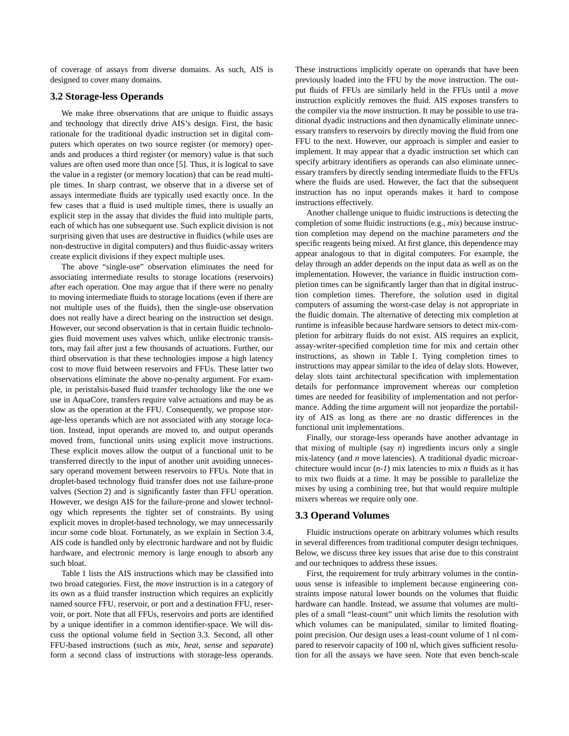of coverage of assays from diverse domains. As such, AIS is designed to cover many domains.

### 3.2 Storage-less Operands

We make three observations that are unique to fluidic assays and technology that directly drive AIS's design. First, the basic rationale for the traditional dyadic instruction set in digital computers which operates on two source register (or memory) operands and produces a third register (or memory) value is that such values are often used more than once [5]. Thus, it is logical to save the value in a register (or memory location) that can be read multiple times. In sharp contrast, we observe that in a diverse set of assays intermediate fluids are typically used exactly once. In the few cases that a fluid is used multiple times, there is usually an explicit step in the assay that divides the fluid into multiple parts, each of which has one subsequent use. Such explicit division is not surprising given that uses are destructive in fluidics (while uses are non-destructive in digital computers) and thus fluidic-assay writers create explicit divisions if they expect multiple uses.

The above "single-use" observation eliminates the need for associating intermediate results to storage locations (reservoirs) after each operation. One may argue that if there were no penalty to moving intermediate fluids to storage locations (even if there are not multiple uses of the fluids), then the single-use observation does not really have a direct bearing on the instruction set design. However, our second observation is that in certain fluidic technologies fluid movement uses valves which, unlike electronic transistors, may fail after just a few thousands of actuations. Further, our third observation is that these technologies impose a high latency cost to move fluid between reservoirs and FFUs. These latter two observations eliminate the above no-penalty argument. For example, in peristalsis-based fluid transfer technology like the one we use in AquaCore, transfers require valve actuations and may be as slow as the operation at the FFU. Consequently, we propose storage-less operands which are not associated with any storage location. Instead, input operands are moved to, and output operands moved from, functional units using explicit move instructions. These explicit moves allow the output of a functional unit to be transferred directly to the input of another unit avoiding unnecessary operand movement between reservoirs to FFUs. Note that in droplet-based technology fluid transfer does not use failure-prone valves (Section 2) and is significantly faster than FFU operation. However, we design AIS for the failure-prone and slower technology which represents the tighter set of constraints. By using explicit moves in droplet-based technology, we may unnecessarily incur some code bloat. Fortunately, as we explain in Section 3.4, AIS code is handled only by electronic hardware and not by fluidic hardware, and electronic memory is large enough to absorb any such bloat.

Table 1 lists the AIS instructions which may be classified into two broad categories. First, the *move* instruction is in a category of its own as a fluid transfer instruction which requires an explicitly named source FFU, reservoir, or port and a destination FFU, reservoir, or port. Note that all FFUs, reservoirs and ports are identified by a unique identifier in a common identifier-space. We will discuss the optional volume field in Section 3.3. Second, all other FFU-based instructions (such as *mix*, *heat*, *sense* and *separate*) form a second class of instructions with storage-less operands. These instructions implicitly operate on operands that have been previously loaded into the FFU by the *move* instruction. The output fluids of FFUs are similarly held in the FFUs until a *move* instruction explicitly removes the fluid. AIS exposes transfers to the compiler via the *move* instruction. It may be possible to use traditional dyadic instructions and then dynamically eliminate unnecessary transfers to reservoirs by directly moving the fluid from one FFU to the next. However, our approach is simpler and easier to implement. It may appear that a dyadic instruction set which can specify arbitrary identifiers as operands can also eliminate unnecessary transfers by directly sending intermediate fluids to the FFUs where the fluids are used. However, the fact that the subsequent instruction has no input operands makes it hard to compose instructions effectively.

Another challenge unique to fluidic instructions is detecting the completion of some fluidic instructions (e.g., *mix*) because instruction completion may depend on the machine parameters *and* the specific reagents being mixed. At first glance, this dependence may appear analogous to that in digital computers. For example, the delay through an adder depends on the input data as well as on the implementation. However, the variance in fluidic instruction completion times can be significantly larger than that in digital instruction completion times. Therefore, the solution used in digital computers of assuming the worst-case delay is not appropriate in the fluidic domain. The alternative of detecting mix completion at runtime is infeasible because hardware sensors to detect mix-completion for arbitrary fluids do not exist. AIS requires an explicit, assay-writer-specified completion time for mix and certain other instructions, as shown in Table 1. Tying completion times to instructions may appear similar to the idea of delay slots. However, delay slots taint architectural specification with implementation details for performance improvement whereas our completion times are needed for feasibility of implementation and not performance. Adding the time argument will not jeopardize the portability of AIS as long as there are no drastic differences in the functional unit implementations.

Finally, our storage-less operands have another advantage in that mixing of multiple (say *n*) ingredients incurs only a single mix-latency (and *n* move latencies). A traditional dyadic microarchitecture would incur (*n-1*) mix latencies to mix *n* fluids as it has to mix two fluids at a time. It may be possible to parallelize the mixes by using a combining tree, but that would require multiple mixers whereas we require only one.

### 3.3 Operand Volumes

Fluidic instructions operate on arbitrary volumes which results in several differences from traditional computer design techniques. Below, we discuss three key issues that arise due to this constraint and our techniques to address these issues.

First, the requirement for truly arbitrary volumes in the continuous sense is infeasible to implement because engineering constraints impose natural lower bounds on the volumes that fluidic hardware can handle. Instead, we assume that volumes are multiples of a small "least-count" unit which limits the resolution with which volumes can be manipulated, similar to limited floating-point precision. Our design uses a least-count volume of 1 nl compared to reservoir capacity of 100 nl, which gives sufficient resolution for all the assays we have seen. Note that even bench-scale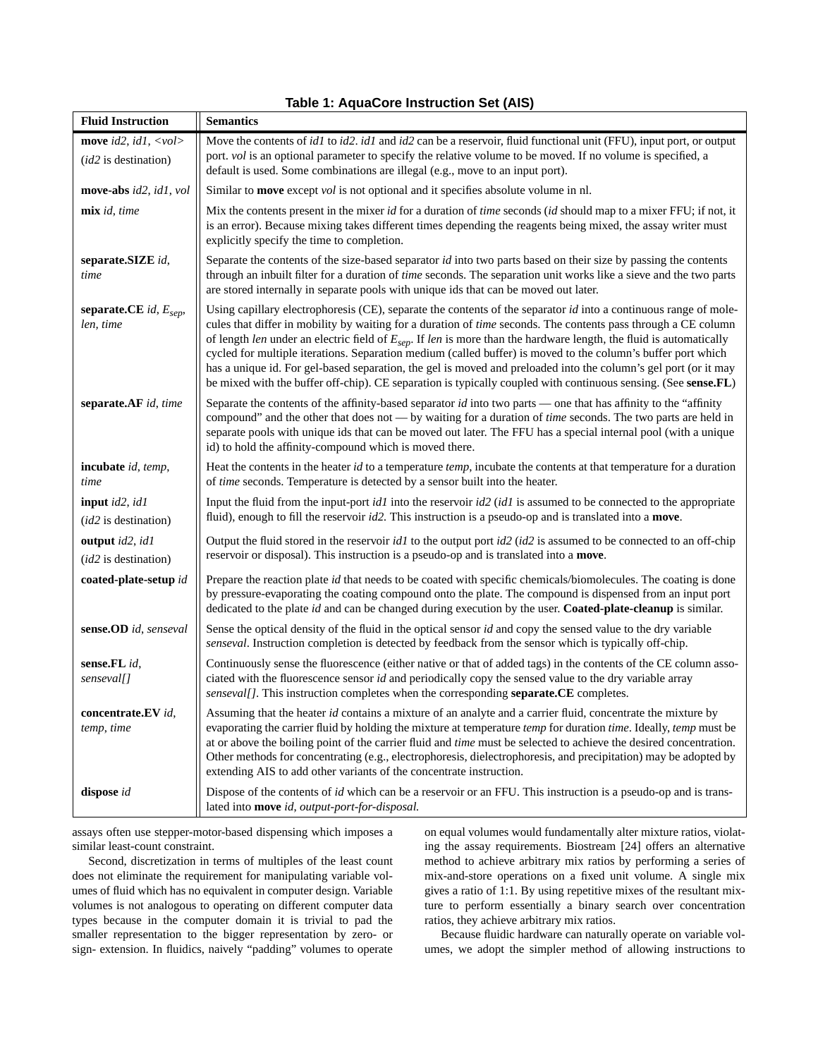**Table 1: AquaCore Instruction Set (AIS)**

| Fluid Instruction | Semantics |
|---|---|
| **move** *id2*, *id1*, *<vol>* (*id2* is destination) | Move the contents of *id1* to *id2*. *id1* and *id2* can be a reservoir, fluid functional unit (FFU), input port, or output port. *vol* is an optional parameter to specify the relative volume to be moved. If no volume is specified, a default is used. Some combinations are illegal (e.g., move to an input port). |
| **move-abs** *id2*, *id1*, *vol* | Similar to **move** except *vol* is not optional and it specifies absolute volume in nl. |
| **mix** *id*, *time* | Mix the contents present in the mixer *id* for a duration of *time* seconds (*id* should map to a mixer FFU; if not, it is an error). Because mixing takes different times depending the reagents being mixed, the assay writer must explicitly specify the time to completion. |
| **separate.SIZE** *id*, *time* | Separate the contents of the size-based separator *id* into two parts based on their size by passing the contents through an inbuilt filter for a duration of *time* seconds. The separation unit works like a sieve and the two parts are stored internally in separate pools with unique ids that can be moved out later. |
| **separate.CE** *id*, $E_{sep}$, *len*, *time* | Using capillary electrophoresis (CE), separate the contents of the separator *id* into a continuous range of molecules that differ in mobility by waiting for a duration of *time* seconds. The contents pass through a CE column of length *len* under an electric field of $E_{sep}$. If *len* is more than the hardware length, the fluid is automatically cycled for multiple iterations. Separation medium (called buffer) is moved to the column's buffer port which has a unique id. For gel-based separation, the gel is moved and preloaded into the column's gel port (or it may be mixed with the buffer off-chip). CE separation is typically coupled with continuous sensing. (See **sense.FL**) |
| **separate.AF** *id*, *time* | Separate the contents of the affinity-based separator *id* into two parts — one that has affinity to the "affinity compound" and the other that does not — by waiting for a duration of *time* seconds. The two parts are held in separate pools with unique ids that can be moved out later. The FFU has a special internal pool (with a unique id) to hold the affinity-compound which is moved there. |
| **incubate** *id*, *temp*, *time* | Heat the contents in the heater *id* to a temperature *temp*, incubate the contents at that temperature for a duration of *time* seconds. Temperature is detected by a sensor built into the heater. |
| **input** *id2*, *id1* (*id2* is destination) | Input the fluid from the input-port *id1* into the reservoir *id2* (*id1* is assumed to be connected to the appropriate fluid), enough to fill the reservoir *id2*. This instruction is a pseudo-op and is translated into a **move**. |
| **output** *id2*, *id1* (*id2* is destination) | Output the fluid stored in the reservoir *id1* to the output port *id2* (*id2* is assumed to be connected to an off-chip reservoir or disposal). This instruction is a pseudo-op and is translated into **move**. |
| **coated-plate-setup** *id* | Prepare the reaction plate *id* that needs to be coated with specific chemicals/biomolecules. The coating is done by pressure-evaporating the coating compound onto the plate. The compound is dispensed from an input port dedicated to the plate *id* and can be changed during execution by the user. **Coated-plate-cleanup** is similar. |
| **sense.OD** *id*, *senseval* | Sense the optical density of the fluid in the optical sensor *id* and copy the sensed value to the dry variable *senseval*. Instruction completion is detected by feedback from the sensor which is typically off-chip. |
| **sense.FL** *id*, *senseval[]* | Continuously sense the fluorescence (either native or that of added tags) in the contents of the CE column associated with the fluorescence sensor *id* and periodically copy the sensed value to the dry variable array *senseval[]*. This instruction completes when the corresponding **separate.CE** completes. |
| **concentrate.EV** *id*, *temp*, *time* | Assuming that the heater *id* contains a mixture of an analyte and a carrier fluid, concentrate the mixture by evaporating the carrier fluid by holding the mixture at temperature *temp* for duration *time*. Ideally, *temp* must be at or above the boiling point of the carrier fluid and *time* must be selected to achieve the desired concentration. Other methods for concentrating (e.g., electrophoresis, dielectrophoresis, and precipitation) may be adopted by extending AIS to add other variants of the concentrate instruction. |
| **dispose** *id* | Dispose of the contents of *id* which can be a reservoir or an FFU. This instruction is a pseudo-op and is translated into **move** *id*, *output-port-for-disposal*. |

assays often use stepper-motor-based dispensing which imposes a similar least-count constraint.

Second, discretization in terms of multiples of the least count does not eliminate the requirement for manipulating variable volumes of fluid which has no equivalent in computer design. Variable volumes is not analogous to operating on different computer data types because in the computer domain it is trivial to pad the smaller representation to the bigger representation by zero- or sign- extension. In fluidics, naively "padding" volumes to operate on equal volumes would fundamentally alter mixture ratios, violating the assay requirements. Biostream [24] offers an alternative method to achieve arbitrary mix ratios by performing a series of mix-and-store operations on a fixed unit volume. A single mix gives a ratio of 1:1. By using repetitive mixes of the resultant mixture to perform essentially a binary search over concentration ratios, they achieve arbitrary mix ratios.

Because fluidic hardware can naturally operate on variable volumes, we adopt the simpler method of allowing instructions to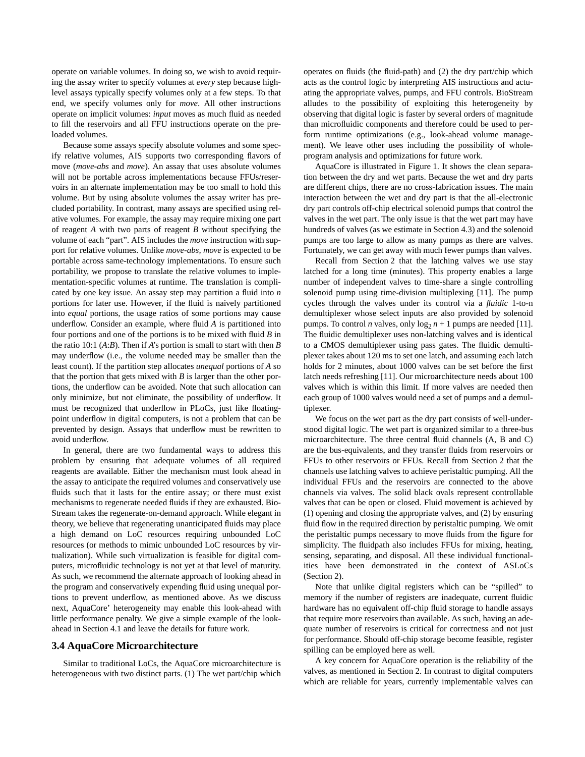operate on variable volumes. In doing so, we wish to avoid requiring the assay writer to specify volumes at *every* step because high-level assays typically specify volumes only at a few steps. To that end, we specify volumes only for *move*. All other instructions operate on implicit volumes: *input* moves as much fluid as needed to fill the reservoirs and all FFU instructions operate on the pre-loaded volumes.

Because some assays specify absolute volumes and some specify relative volumes, AIS supports two corresponding flavors of move (*move-abs* and *move*). An assay that uses absolute volumes will not be portable across implementations because FFUs/reservoirs in an alternate implementation may be too small to hold this volume. But by using absolute volumes the assay writer has precluded portability. In contrast, many assays are specified using relative volumes. For example, the assay may require mixing one part of reagent *A* with two parts of reagent *B* without specifying the volume of each "part". AIS includes the *move* instruction with support for relative volumes. Unlike *move-abs*, *move* is expected to be portable across same-technology implementations. To ensure such portability, we propose to translate the relative volumes to implementation-specific volumes at runtime. The translation is complicated by one key issue. An assay step may partition a fluid into *n* portions for later use. However, if the fluid is naively partitioned into *equal* portions, the usage ratios of some portions may cause underflow. Consider an example, where fluid *A* is partitioned into four portions and one of the portions is to be mixed with fluid *B* in the ratio 10:1 (*A*:*B*). Then if *A*'s portion is small to start with then *B* may underflow (i.e., the volume needed may be smaller than the least count). If the partition step allocates *unequal* portions of *A* so that the portion that gets mixed with *B* is larger than the other portions, the underflow can be avoided. Note that such allocation can only minimize, but not eliminate, the possibility of underflow. It must be recognized that underflow in PLoCs, just like floating-point underflow in digital computers, is not a problem that can be prevented by design. Assays that underflow must be rewritten to avoid underflow.

In general, there are two fundamental ways to address this problem by ensuring that adequate volumes of all required reagents are available. Either the mechanism must look ahead in the assay to anticipate the required volumes and conservatively use fluids such that it lasts for the entire assay; or there must exist mechanisms to regenerate needed fluids if they are exhausted. BioStream takes the regenerate-on-demand approach. While elegant in theory, we believe that regenerating unanticipated fluids may place a high demand on LoC resources requiring unbounded LoC resources (or methods to mimic unbounded LoC resources by virtualization). While such virtualization is feasible for digital computers, microfluidic technology is not yet at that level of maturity. As such, we recommend the alternate approach of looking ahead in the program and conservatively expending fluid using unequal portions to prevent underflow, as mentioned above. As we discuss next, AquaCore' heterogeneity may enable this look-ahead with little performance penalty. We give a simple example of the look-ahead in Section 4.1 and leave the details for future work.

### 3.4 AquaCore Microarchitecture

Similar to traditional LoCs, the AquaCore microarchitecture is heterogeneous with two distinct parts. (1) The wet part/chip which operates on fluids (the fluid-path) and (2) the dry part/chip which acts as the control logic by interpreting AIS instructions and actuating the appropriate valves, pumps, and FFU controls. BioStream alludes to the possibility of exploiting this heterogeneity by observing that digital logic is faster by several orders of magnitude than microfluidic components and therefore could be used to perform runtime optimizations (e.g., look-ahead volume management). We leave other uses including the possibility of whole-program analysis and optimizations for future work.

AquaCore is illustrated in Figure 1. It shows the clean separation between the dry and wet parts. Because the wet and dry parts are different chips, there are no cross-fabrication issues. The main interaction between the wet and dry part is that the all-electronic dry part controls off-chip electrical solenoid pumps that control the valves in the wet part. The only issue is that the wet part may have hundreds of valves (as we estimate in Section 4.3) and the solenoid pumps are too large to allow as many pumps as there are valves. Fortunately, we can get away with much fewer pumps than valves.

Recall from Section 2 that the latching valves we use stay latched for a long time (minutes). This property enables a large number of independent valves to time-share a single controlling solenoid pump using time-division multiplexing [11]. The pump cycles through the valves under its control via a *fluidic* 1-to-n demultiplexer whose select inputs are also provided by solenoid pumps. To control *n* valves, only $\log_2 n + 1$ pumps are needed [11]. The fluidic demultiplexer uses non-latching valves and is identical to a CMOS demultiplexer using pass gates. The fluidic demultiplexer takes about 120 ms to set one latch, and assuming each latch holds for 2 minutes, about 1000 valves can be set before the first latch needs refreshing [11]. Our microarchitecture needs about 100 valves which is within this limit. If more valves are needed then each group of 1000 valves would need a set of pumps and a demultiplexer.

We focus on the wet part as the dry part consists of well-understood digital logic. The wet part is organized similar to a three-bus microarchitecture. The three central fluid channels (A, B and C) are the bus-equivalents, and they transfer fluids from reservoirs or FFUs to other reservoirs or FFUs. Recall from Section 2 that the channels use latching valves to achieve peristaltic pumping. All the individual FFUs and the reservoirs are connected to the above channels via valves. The solid black ovals represent controllable valves that can be open or closed. Fluid movement is achieved by (1) opening and closing the appropriate valves, and (2) by ensuring fluid flow in the required direction by peristaltic pumping. We omit the peristaltic pumps necessary to move fluids from the figure for simplicity. The fluidpath also includes FFUs for mixing, heating, sensing, separating, and disposal. All these individual functionalities have been demonstrated in the context of ASLoCs (Section 2).

Note that unlike digital registers which can be "spilled" to memory if the number of registers are inadequate, current fluidic hardware has no equivalent off-chip fluid storage to handle assays that require more reservoirs than available. As such, having an adequate number of reservoirs is critical for correctness and not just for performance. Should off-chip storage become feasible, register spilling can be employed here as well.

A key concern for AquaCore operation is the reliability of the valves, as mentioned in Section 2. In contrast to digital computers which are reliable for years, currently implementable valves can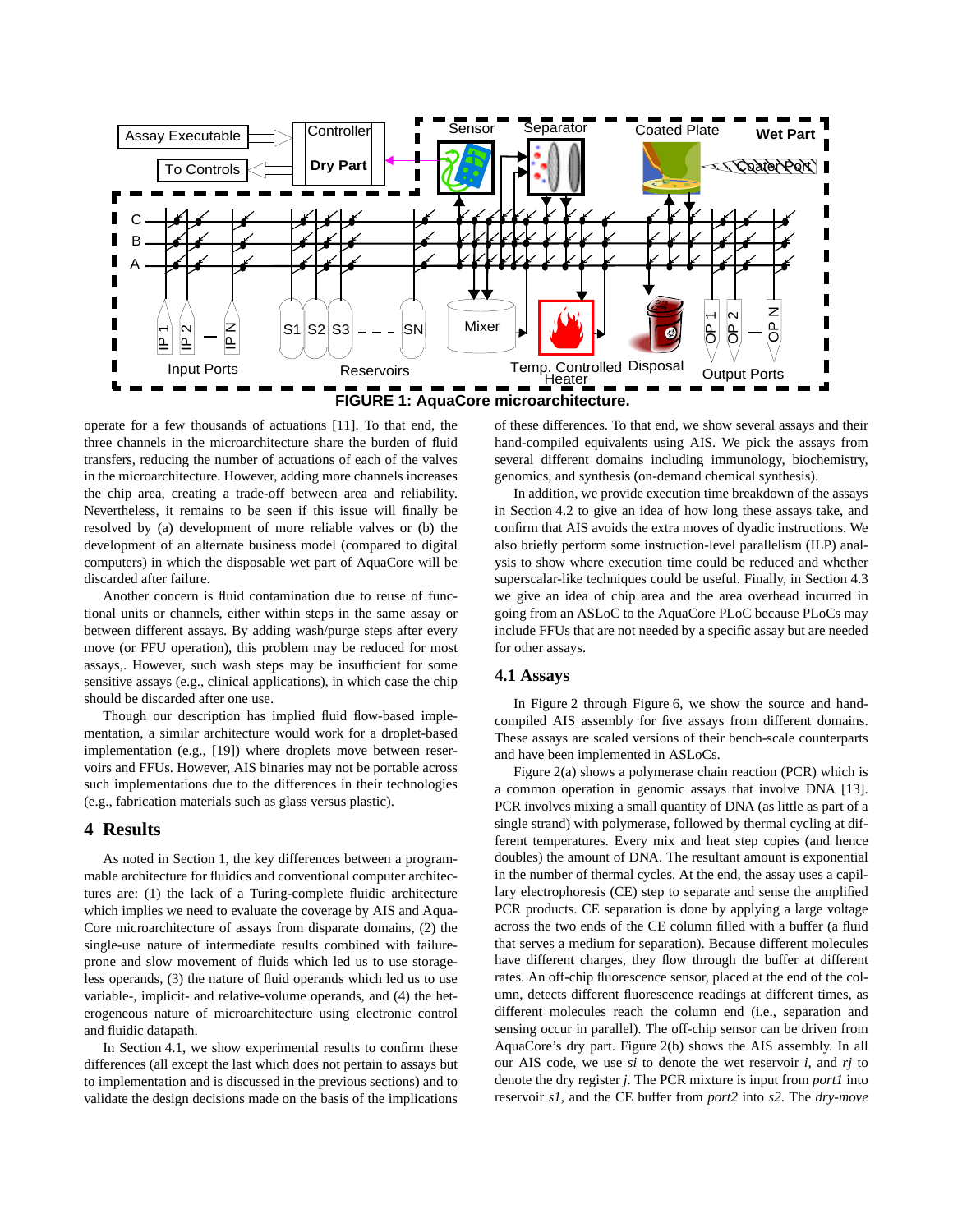**FIGURE 1: AquaCore microarchitecture.**

operate for a few thousands of actuations [11]. To that end, the three channels in the microarchitecture share the burden of fluid transfers, reducing the number of actuations of each of the valves in the microarchitecture. However, adding more channels increases the chip area, creating a trade-off between area and reliability. Nevertheless, it remains to be seen if this issue will finally be resolved by (a) development of more reliable valves or (b) the development of an alternate business model (compared to digital computers) in which the disposable wet part of AquaCore will be discarded after failure.

Another concern is fluid contamination due to reuse of functional units or channels, either within steps in the same assay or between different assays. By adding wash/purge steps after every move (or FFU operation), this problem may be reduced for most assays,. However, such wash steps may be insufficient for some sensitive assays (e.g., clinical applications), in which case the chip should be discarded after one use.

Though our description has implied fluid flow-based implementation, a similar architecture would work for a droplet-based implementation (e.g., [19]) where droplets move between reservoirs and FFUs. However, AIS binaries may not be portable across such implementations due to the differences in their technologies (e.g., fabrication materials such as glass versus plastic).

## 4 Results

As noted in Section 1, the key differences between a programmable architecture for fluidics and conventional computer architectures are: (1) the lack of a Turing-complete fluidic architecture which implies we need to evaluate the coverage by AIS and AquaCore microarchitecture of assays from disparate domains, (2) the single-use nature of intermediate results combined with failure-prone and slow movement of fluids which led us to use storage-less operands, (3) the nature of fluid operands which led us to use variable-, implicit- and relative-volume operands, and (4) the heterogeneous nature of microarchitecture using electronic control and fluidic datapath.

In Section 4.1, we show experimental results to confirm these differences (all except the last which does not pertain to assays but to implementation and is discussed in the previous sections) and to validate the design decisions made on the basis of the implications of these differences. To that end, we show several assays and their hand-compiled equivalents using AIS. We pick the assays from several different domains including immunology, biochemistry, genomics, and synthesis (on-demand chemical synthesis).

In addition, we provide execution time breakdown of the assays in Section 4.2 to give an idea of how long these assays take, and confirm that AIS avoids the extra moves of dyadic instructions. We also briefly perform some instruction-level parallelism (ILP) analysis to show where execution time could be reduced and whether superscalar-like techniques could be useful. Finally, in Section 4.3 we give an idea of chip area and the area overhead incurred in going from an ASLoC to the AquaCore PLoC because PLoCs may include FFUs that are not needed by a specific assay but are needed for other assays.

### 4.1 Assays

In Figure 2 through Figure 6, we show the source and hand-compiled AIS assembly for five assays from different domains. These assays are scaled versions of their bench-scale counterparts and have been implemented in ASLoCs.

Figure 2(a) shows a polymerase chain reaction (PCR) which is a common operation in genomic assays that involve DNA [13]. PCR involves mixing a small quantity of DNA (as little as part of a single strand) with polymerase, followed by thermal cycling at different temperatures. Every mix and heat step copies (and hence doubles) the amount of DNA. The resultant amount is exponential in the number of thermal cycles. At the end, the assay uses a capillary electrophoresis (CE) step to separate and sense the amplified PCR products. CE separation is done by applying a large voltage across the two ends of the CE column filled with a buffer (a fluid that serves a medium for separation). Because different molecules have different charges, they flow through the buffer at different rates. An off-chip fluorescence sensor, placed at the end of the column, detects different fluorescence readings at different times, as different molecules reach the column end (i.e., separation and sensing occur in parallel). The off-chip sensor can be driven from AquaCore's dry part. Figure 2(b) shows the AIS assembly. In all our AIS code, we use *si* to denote the wet reservoir *i*, and *rj* to denote the dry register *j*. The PCR mixture is input from *port1* into reservoir *s1*, and the CE buffer from *port2* into *s2*. The *dry-move*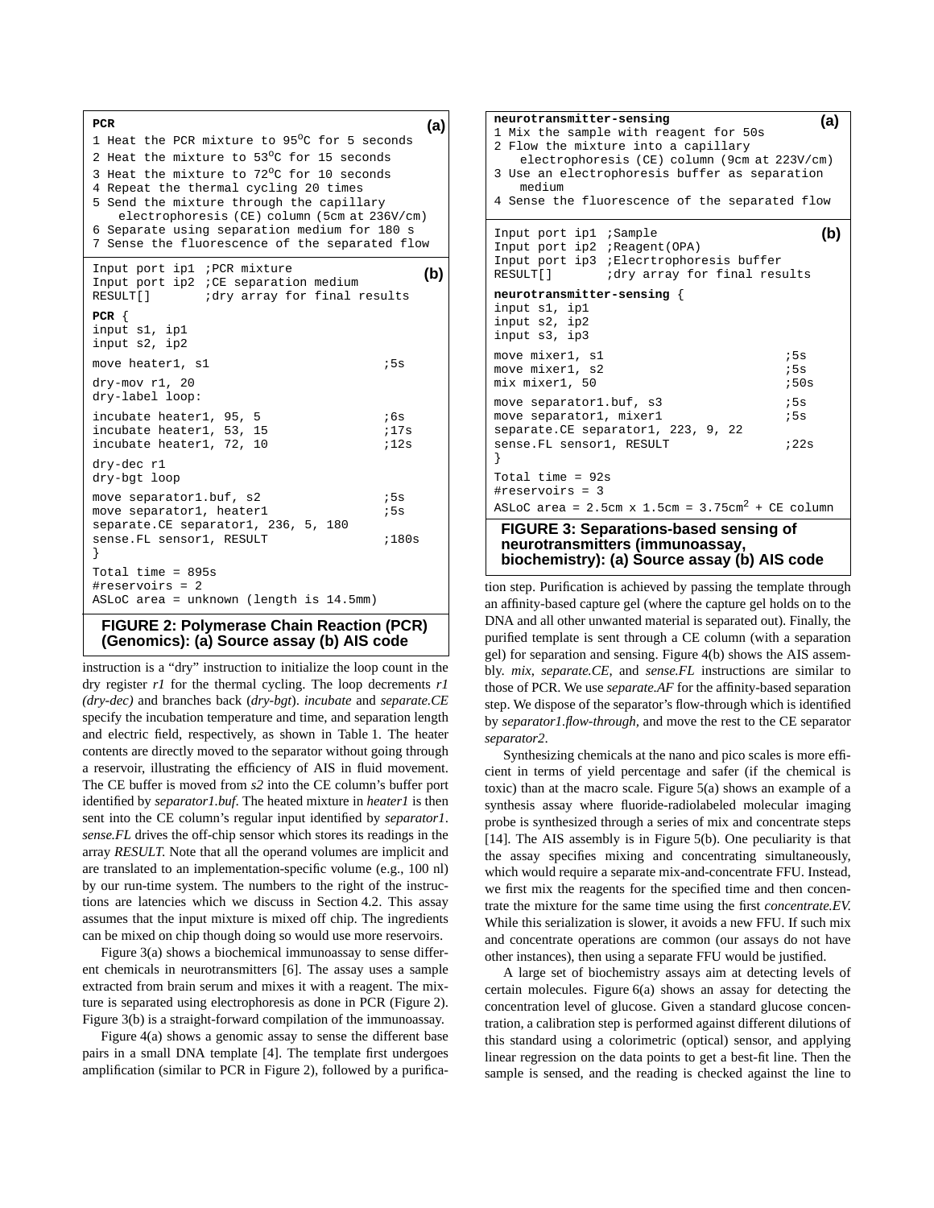```
PCR                                                          (a)
1 Heat the PCR mixture to 95°C for 5 seconds
2 Heat the mixture to 53°C for 15 seconds
3 Heat the mixture to 72°C for 10 seconds
4 Repeat the thermal cycling 20 times
5 Send the mixture through the capillary
    electrophoresis (CE) column (5cm at 236V/cm)
6 Separate using separation medium for 180 s
7 Sense the fluorescence of the separated flow
```

```
Input port ip1  ;PCR mixture                                 (b)
Input port ip2  ;CE separation medium
RESULT[]        ;dry array for final results

PCR {
input s1, ip1
input s2, ip2

move heater1, s1                              ;5s

dry-mov r1, 20
dry-label loop:

incubate heater1, 95, 5                       ;6s
incubate heater1, 53, 15                      ;17s
incubate heater1, 72, 10                      ;12s

dry-dec r1
dry-bgt loop

move separator1.buf, s2                       ;5s
move separator1, heater1                      ;5s
separate.CE separator1, 236, 5, 180
sense.FL sensor1, RESULT                      ;180s
}

Total time = 895s
#reservoirs = 2
ASLoC area = unknown (length is 14.5mm)
```

**FIGURE 2: Polymerase Chain Reaction (PCR) (Genomics): (a) Source assay (b) AIS code**

instruction is a "dry" instruction to initialize the loop count in the dry register *r1* for the thermal cycling. The loop decrements *r1* *(dry-dec)* and branches back (*dry-bgt*). *incubate* and *separate.CE* specify the incubation temperature and time, and separation length and electric field, respectively, as shown in Table 1. The heater contents are directly moved to the separator without going through a reservoir, illustrating the efficiency of AIS in fluid movement. The CE buffer is moved from *s2* into the CE column's buffer port identified by *separator1.buf*. The heated mixture in *heater1* is then sent into the CE column's regular input identified by *separator1*. *sense.FL* drives the off-chip sensor which stores its readings in the array *RESULT*. Note that all the operand volumes are implicit and are translated to an implementation-specific volume (e.g., 100 nl) by our run-time system. The numbers to the right of the instructions are latencies which we discuss in Section 4.2. This assay assumes that the input mixture is mixed off chip. The ingredients can be mixed on chip though doing so would use more reservoirs.

Figure 3(a) shows a biochemical immunoassay to sense different chemicals in neurotransmitters [6]. The assay uses a sample extracted from brain serum and mixes it with a reagent. The mixture is separated using electrophoresis as done in PCR (Figure 2). Figure 3(b) is a straight-forward compilation of the immunoassay.

Figure 4(a) shows a genomic assay to sense the different base pairs in a small DNA template [4]. The template first undergoes amplification (similar to PCR in Figure 2), followed by a purification step. Purification is achieved by passing the template through an affinity-based capture gel (where the capture gel holds on to the DNA and all other unwanted material is separated out). Finally, the purified template is sent through a CE column (with a separation gel) for separation and sensing. Figure 4(b) shows the AIS assembly. *mix*, *separate.CE*, and *sense.FL* instructions are similar to those of PCR. We use *separate.AF* for the affinity-based separation step. We dispose of the separator's flow-through which is identified by *separator1.flow-through*, and move the rest to the CE separator *separator2*.

```
neurotransmitter-sensing                                     (a)
1 Mix the sample with reagent for 50s
2 Flow the mixture into a capillary
    electrophoresis (CE) column (9cm at 223V/cm)
3 Use an electrophoresis buffer as separation
    medium
4 Sense the fluorescence of the separated flow
```

```
Input port ip1  ;Sample                                      (b)
Input port ip2  ;Reagent(OPA)
Input port ip3  ;Elecrtrophoresis buffer
RESULT[]        ;dry array for final results

neurotransmitter-sensing {
input s1, ip1
input s2, ip2
input s3, ip3

move mixer1, s1                               ;5s
move mixer1, s2                               ;5s
mix mixer1, 50                                ;50s

move separator1.buf, s3                       ;5s
move separator1, mixer1                       ;5s
separate.CE separator1, 223, 9, 22
sense.FL sensor1, RESULT                      ;22s
}

Total time = 92s
#reservoirs = 3
ASLoC area = 2.5cm x 1.5cm = 3.75cm^2 + CE column
```

**FIGURE 3: Separations-based sensing of neurotransmitters (immunoassay, biochemistry): (a) Source assay (b) AIS code**

Synthesizing chemicals at the nano and pico scales is more efficient in terms of yield percentage and safer (if the chemical is toxic) than at the macro scale. Figure 5(a) shows an example of a synthesis assay where fluoride-radiolabeled molecular imaging probe is synthesized through a series of mix and concentrate steps [14]. The AIS assembly is in Figure 5(b). One peculiarity is that the assay specifies mixing and concentrating simultaneously, which would require a separate mix-and-concentrate FFU. Instead, we first mix the reagents for the specified time and then concentrate the mixture for the same time using the first *concentrate.EV*. While this serialization is slower, it avoids a new FFU. If such mix and concentrate operations are common (our assays do not have other instances), then using a separate FFU would be justified.

A large set of biochemistry assays aim at detecting levels of certain molecules. Figure 6(a) shows an assay for detecting the concentration level of glucose. Given a standard glucose concentration, a calibration step is performed against different dilutions of this standard using a colorimetric (optical) sensor, and applying linear regression on the data points to get a best-fit line. Then the sample is sensed, and the reading is checked against the line to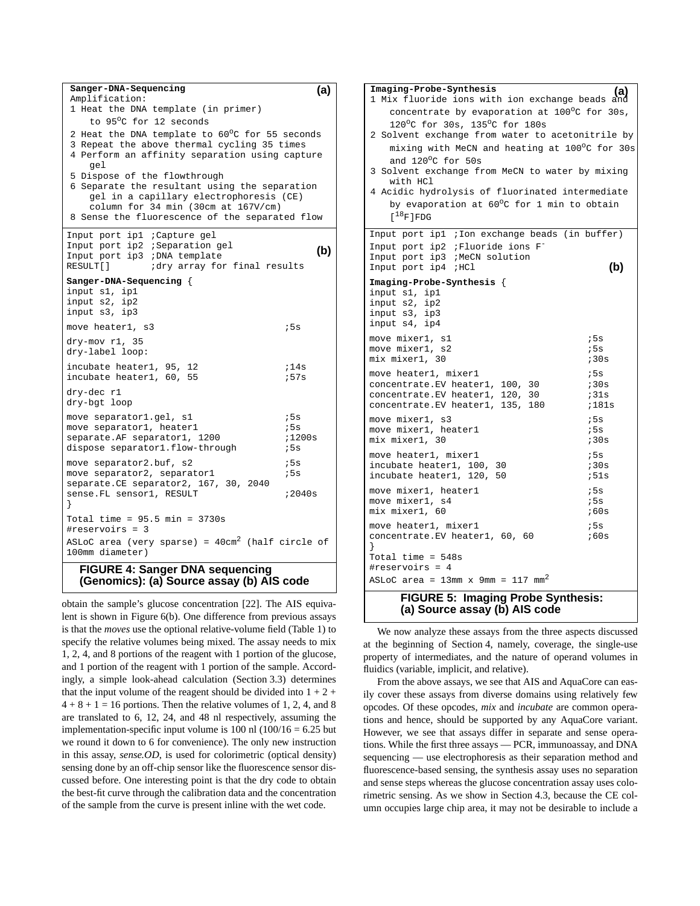**Sanger-DNA-Sequencing** **(a)**

Amplification:

1 Heat the DNA template (in primer) to 95°C for 12 seconds
2 Heat the DNA template to 60°C for 55 seconds
3 Repeat the above thermal cycling 35 times
4 Perform an affinity separation using capture gel
5 Dispose of the flowthrough
6 Separate the resultant using the separation gel in a capillary electrophoresis (CE) column for 34 min (30cm at 167V/cm)
8 Sense the fluorescence of the separated flow

**(b)**

```
Input port ip1  ;Capture gel
Input port ip2  ;Separation gel
Input port ip3  ;DNA template
RESULT[]        ;dry array for final results

Sanger-DNA-Sequencing {
input s1, ip1
input s2, ip2
input s3, ip3

move heater1, s3                         ;5s

dry-mov r1, 35
dry-label loop:

incubate heater1, 95, 12                 ;14s
incubate heater1, 60, 55                 ;57s

dry-dec r1
dry-bgt loop

move separator1.gel, s1                  ;5s
move separator1, heater1                 ;5s
separate.AF separator1, 1200             ;1200s
dispose separator1.flow-through          ;5s

move separator2.buf, s2                  ;5s
move separator2, separator1              ;5s
separate.CE separator2, 167, 30, 2040
sense.FL sensor1, RESULT                 ;2040s
}
Total time = 95.5 min = 3730s
#reservoirs = 3
ASLoC area (very sparse) = 40cm^2 (half circle of 100mm diameter)
```

**FIGURE 4: Sanger DNA sequencing (Genomics): (a) Source assay (b) AIS code**

obtain the sample's glucose concentration [22]. The AIS equivalent is shown in Figure 6(b). One difference from previous assays is that the *moves* use the optional relative-volume field (Table 1) to specify the relative volumes being mixed. The assay needs to mix 1, 2, 4, and 8 portions of the reagent with 1 portion of the glucose, and 1 portion of the reagent with 1 portion of the sample. Accordingly, a simple look-ahead calculation (Section 3.3) determines that the input volume of the reagent should be divided into 1 + 2 + 4 + 8 + 1 = 16 portions. Then the relative volumes of 1, 2, 4, and 8 are translated to 6, 12, 24, and 48 nl respectively, assuming the implementation-specific input volume is 100 nl (100/16 = 6.25 but we round it down to 6 for convenience). The only new instruction in this assay, *sense.OD*, is used for colorimetric (optical density) sensing done by an off-chip sensor like the fluorescence sensor discussed before. One interesting point is that the dry code to obtain the best-fit curve through the calibration data and the concentration of the sample from the curve is present inline with the wet code.

**Imaging-Probe-Synthesis** **(a)**

1 Mix fluoride ions with ion exchange beads and concentrate by evaporation at 100°C for 30s, 120°C for 30s, 135°C for 180s
2 Solvent exchange from water to acetonitrile by mixing with MeCN and heating at 100°C for 30s and 120°C for 50s
3 Solvent exchange from MeCN to water by mixing with HCl
4 Acidic hydrolysis of fluorinated intermediate by evaporation at 60°C for 1 min to obtain [$^{18}$F]FDG

**(b)**

```
Input port ip1  ;Ion exchange beads (in buffer)
Input port ip2  ;Fluoride ions F-
Input port ip3  ;MeCN solution
Input port ip4  ;HCl

Imaging-Probe-Synthesis {
input s1, ip1
input s2, ip2
input s3, ip3
input s4, ip4

move mixer1, s1                          ;5s
move mixer1, s2                          ;5s
mix mixer1, 30                           ;30s

move heater1, mixer1                     ;5s
concentrate.EV heater1, 100, 30          ;30s
concentrate.EV heater1, 120, 30          ;31s
concentrate.EV heater1, 135, 180         ;181s

move mixer1, s3                          ;5s
move mixer1, heater1                     ;5s
mix mixer1, 30                           ;30s

move heater1, mixer1                     ;5s
incubate heater1, 100, 30                ;30s
incubate heater1, 120, 50                ;51s

move mixer1, heater1                     ;5s
move mixer1, s4                          ;5s
mix mixer1, 60                           ;60s

move heater1, mixer1                     ;5s
concentrate.EV heater1, 60, 60           ;60s
}
Total time = 548s
#reservoirs = 4
ASLoC area = 13mm x 9mm = 117 mm^2
```

**FIGURE 5: Imaging Probe Synthesis: (a) Source assay (b) AIS code**

We now analyze these assays from the three aspects discussed at the beginning of Section 4, namely, coverage, the single-use property of intermediates, and the nature of operand volumes in fluidics (variable, implicit, and relative).

From the above assays, we see that AIS and AquaCore can easily cover these assays from diverse domains using relatively few opcodes. Of these opcodes, *mix* and *incubate* are common operations and hence, should be supported by any AquaCore variant. However, we see that assays differ in separate and sense operations. While the first three assays — PCR, immunoassay, and DNA sequencing — use electrophoresis as their separation method and fluorescence-based sensing, the synthesis assay uses no separation and sense steps whereas the glucose concentration assay uses colorimetric sensing. As we show in Section 4.3, because the CE column occupies large chip area, it may not be desirable to include a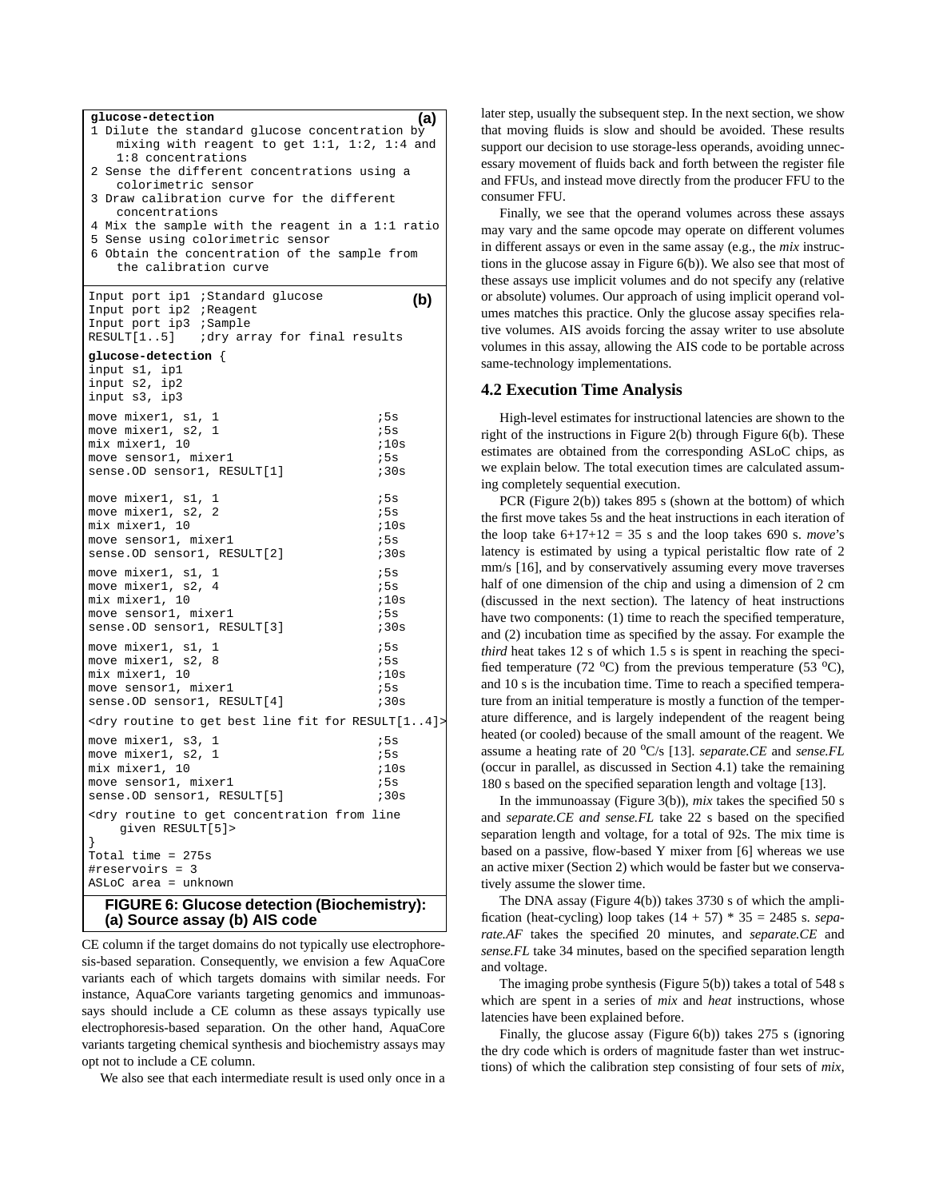```
glucose-detection                                    (a)
1 Dilute the standard glucose concentration by
    mixing with reagent to get 1:1, 1:2, 1:4 and
    1:8 concentrations
2 Sense the different concentrations using a
    colorimetric sensor
3 Draw calibration curve for the different
    concentrations
4 Mix the sample with the reagent in a 1:1 ratio
5 Sense using colorimetric sensor
6 Obtain the concentration of the sample from
    the calibration curve
```

```
Input port ip1 ;Standard glucose                     (b)
Input port ip2 ;Reagent
Input port ip3 ;Sample
RESULT[1..5]   ;dry array for final results
glucose-detection {
input s1, ip1
input s2, ip2
input s3, ip3

move mixer1, s1, 1                          ;5s
move mixer1, s2, 1                          ;5s
mix mixer1, 10                              ;10s
move sensor1, mixer1                        ;5s
sense.OD sensor1, RESULT[1]                 ;30s

move mixer1, s1, 1                          ;5s
move mixer1, s2, 2                          ;5s
mix mixer1, 10                              ;10s
move sensor1, mixer1                        ;5s
sense.OD sensor1, RESULT[2]                 ;30s

move mixer1, s1, 1                          ;5s
move mixer1, s2, 4                          ;5s
mix mixer1, 10                              ;10s
move sensor1, mixer1                        ;5s
sense.OD sensor1, RESULT[3]                 ;30s

move mixer1, s1, 1                          ;5s
move mixer1, s2, 8                          ;5s
mix mixer1, 10                              ;10s
move sensor1, mixer1                        ;5s
sense.OD sensor1, RESULT[4]                 ;30s

<dry routine to get best line fit for RESULT[1..4]>

move mixer1, s3, 1                          ;5s
move mixer1, s2, 1                          ;5s
mix mixer1, 10                              ;10s
move sensor1, mixer1                        ;5s
sense.OD sensor1, RESULT[5]                 ;30s

<dry routine to get concentration from line
    given RESULT[5]>
}
Total time = 275s
#reservoirs = 3
ASLoC area = unknown
```

**FIGURE 6: Glucose detection (Biochemistry): (a) Source assay (b) AIS code**

CE column if the target domains do not typically use electrophoresis-based separation. Consequently, we envision a few AquaCore variants each of which targets domains with similar needs. For instance, AquaCore variants targeting genomics and immunoassays should include a CE column as these assays typically use electrophoresis-based separation. On the other hand, AquaCore variants targeting chemical synthesis and biochemistry assays may opt not to include a CE column.

We also see that each intermediate result is used only once in a later step, usually the subsequent step. In the next section, we show that moving fluids is slow and should be avoided. These results support our decision to use storage-less operands, avoiding unnecessary movement of fluids back and forth between the register file and FFUs, and instead move directly from the producer FFU to the consumer FFU.

Finally, we see that the operand volumes across these assays may vary and the same opcode may operate on different volumes in different assays or even in the same assay (e.g., the *mix* instructions in the glucose assay in Figure 6(b)). We also see that most of these assays use implicit volumes and do not specify any (relative or absolute) volumes. Our approach of using implicit operand volumes matches this practice. Only the glucose assay specifies relative volumes. AIS avoids forcing the assay writer to use absolute volumes in this assay, allowing the AIS code to be portable across same-technology implementations.

## 4.2 Execution Time Analysis

High-level estimates for instructional latencies are shown to the right of the instructions in Figure 2(b) through Figure 6(b). These estimates are obtained from the corresponding ASLoC chips, as we explain below. The total execution times are calculated assuming completely sequential execution.

PCR (Figure 2(b)) takes 895 s (shown at the bottom) of which the first move takes 5s and the heat instructions in each iteration of the loop take 6+17+12 = 35 s and the loop takes 690 s. *move*'s latency is estimated by using a typical peristaltic flow rate of 2 mm/s [16], and by conservatively assuming every move traverses half of one dimension of the chip and using a dimension of 2 cm (discussed in the next section). The latency of heat instructions have two components: (1) time to reach the specified temperature, and (2) incubation time as specified by the assay. For example the *third* heat takes 12 s of which 1.5 s is spent in reaching the specified temperature (72 $^{o}$C) from the previous temperature (53 $^{o}$C), and 10 s is the incubation time. Time to reach a specified temperature from an initial temperature is mostly a function of the temperature difference, and is largely independent of the reagent being heated (or cooled) because of the small amount of the reagent. We assume a heating rate of 20 $^{o}$C/s [13]. *separate.CE* and *sense.FL* (occur in parallel, as discussed in Section 4.1) take the remaining 180 s based on the specified separation length and voltage [13].

In the immunoassay (Figure 3(b)), *mix* takes the specified 50 s and *separate.CE and sense.FL* take 22 s based on the specified separation length and voltage, for a total of 92s. The mix time is based on a passive, flow-based Y mixer from [6] whereas we use an active mixer (Section 2) which would be faster but we conservatively assume the slower time.

The DNA assay (Figure 4(b)) takes 3730 s of which the amplification (heat-cycling) loop takes (14 + 57) * 35 = 2485 s. *separate.AF* takes the specified 20 minutes, and *separate.CE* and *sense.FL* take 34 minutes, based on the specified separation length and voltage.

The imaging probe synthesis (Figure 5(b)) takes a total of 548 s which are spent in a series of *mix* and *heat* instructions, whose latencies have been explained before.

Finally, the glucose assay (Figure 6(b)) takes 275 s (ignoring the dry code which is orders of magnitude faster than wet instructions) of which the calibration step consisting of four sets of *mix*,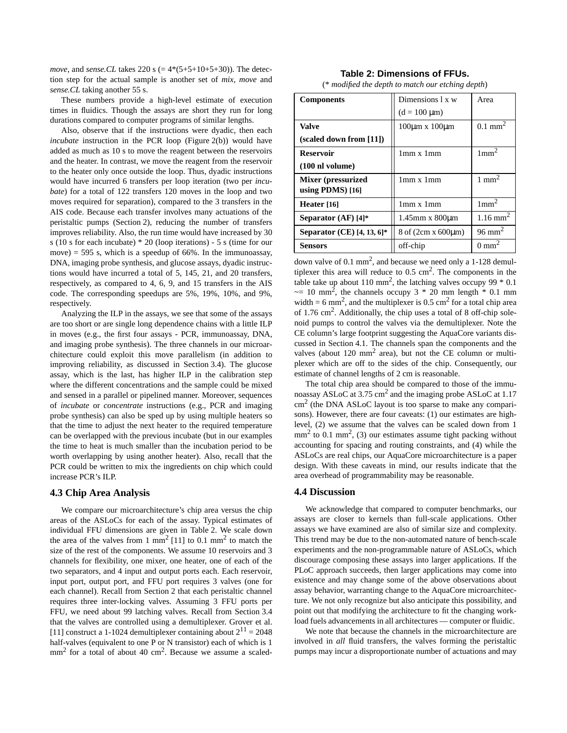*move*, and *sense.CL* takes 220 s (= 4*(5+5+10+5+30)). The detection step for the actual sample is another set of *mix*, *move* and *sense.CL* taking another 55 s.

These numbers provide a high-level estimate of execution times in fluidics. Though the assays are short they run for long durations compared to computer programs of similar lengths.

Also, observe that if the instructions were dyadic, then each *incubate* instruction in the PCR loop (Figure 2(b)) would have added as much as 10 s to move the reagent between the reservoirs and the heater. In contrast, we move the reagent from the reservoir to the heater only once outside the loop. Thus, dyadic instructions would have incurred 6 transfers per loop iteration (two per *incubate*) for a total of 122 transfers 120 moves in the loop and two moves required for separation), compared to the 3 transfers in the AIS code. Because each transfer involves many actuations of the peristaltic pumps (Section 2), reducing the number of transfers improves reliability. Also, the run time would have increased by 30 s (10 s for each incubate) * 20 (loop iterations) - 5 s (time for our move) = 595 s, which is a speedup of 66%. In the immunoassay, DNA, imaging probe synthesis, and glucose assays, dyadic instructions would have incurred a total of 5, 145, 21, and 20 transfers, respectively, as compared to 4, 6, 9, and 15 transfers in the AIS code. The corresponding speedups are 5%, 19%, 10%, and 9%, respectively.

Analyzing the ILP in the assays, we see that some of the assays are too short or are single long dependence chains with a little ILP in moves (e.g., the first four assays - PCR, immunoassay, DNA, and imaging probe synthesis). The three channels in our microarchitecture could exploit this move parallelism (in addition to improving reliability, as discussed in Section 3.4). The glucose assay, which is the last, has higher ILP in the calibration step where the different concentrations and the sample could be mixed and sensed in a parallel or pipelined manner. Moreover, sequences of *incubate* or *concentrate* instructions (e.g., PCR and imaging probe synthesis) can also be sped up by using multiple heaters so that the time to adjust the next heater to the required temperature can be overlapped with the previous incubate (but in our examples the time to heat is much smaller than the incubation period to be worth overlapping by using another heater). Also, recall that the PCR could be written to mix the ingredients on chip which could increase PCR's ILP.

### 4.3 Chip Area Analysis

We compare our microarchitecture's chip area versus the chip areas of the ASLoCs for each of the assay. Typical estimates of individual FFU dimensions are given in Table 2. We scale down the area of the valves from 1 mm$^2$ [11] to 0.1 mm$^2$ to match the size of the rest of the components. We assume 10 reservoirs and 3 channels for flexibility, one mixer, one heater, one of each of the two separators, and 4 input and output ports each. Each reservoir, input port, output port, and FFU port requires 3 valves (one for each channel). Recall from Section 2 that each peristaltic channel requires three inter-locking valves. Assuming 3 FFU ports per FFU, we need about 99 latching valves. Recall from Section 3.4 that the valves are controlled using a demultiplexer. Grover et al. [11] construct a 1-1024 demultiplexer containing about $2^{11}$ = 2048 half-valves (equivalent to one P or N transistor) each of which is 1 mm$^2$ for a total of about 40 cm$^2$. Because we assume a scaled-down valve of 0.1 mm$^2$, and because we need only a 1-128 demultiplexer this area will reduce to 0.5 cm$^2$. The components in the table take up about 110 mm$^2$, the latching valves occupy 99 * 0.1 ~= 10 mm$^2$, the channels occupy 3 * 20 mm length * 0.1 mm width = 6 mm$^2$, and the multiplexer is 0.5 cm$^2$ for a total chip area of 1.76 cm$^2$. Additionally, the chip uses a total of 8 off-chip solenoid pumps to control the valves via the demultiplexer. Note the CE column's large footprint suggesting the AquaCore variants discussed in Section 4.1. The channels span the components and the valves (about 120 mm$^2$ area), but not the CE column or multiplexer which are off to the sides of the chip. Consequently, our estimate of channel lengths of 2 cm is reasonable.

**Table 2: Dimensions of FFUs.**

(*\* modified the depth to match our etching depth*)

| Components | Dimensions l x w (d = 100 μm) | Area |
|---|---|---|
| **Valve (scaled down from [11])** | 100μm x 100μm | 0.1 mm$^2$ |
| **Reservoir (100 nl volume)** | 1mm x 1mm | 1mm$^2$ |
| **Mixer (pressurized using PDMS) [16]** | 1mm x 1mm | 1 mm$^2$ |
| **Heater [16]** | 1mm x 1mm | 1mm$^2$ |
| **Separator (AF) [4]\*** | 1.45mm x 800μm | 1.16 mm$^2$ |
| **Separator (CE) [4, 13, 6]\*** | 8 of (2cm x 600μm) | 96 mm$^2$ |
| **Sensors** | off-chip | 0 mm$^2$ |

The total chip area should be compared to those of the immunoassay ASLoC at 3.75 cm$^2$ and the imaging probe ASLoC at 1.17 cm$^2$ (the DNA ASLoC layout is too sparse to make any comparisons). However, there are four caveats: (1) our estimates are high-level, (2) we assume that the valves can be scaled down from 1 mm$^2$ to 0.1 mm$^2$, (3) our estimates assume tight packing without accounting for spacing and routing constraints, and (4) while the ASLoCs are real chips, our AquaCore microarchitecture is a paper design. With these caveats in mind, our results indicate that the area overhead of programmability may be reasonable.

### 4.4 Discussion

We acknowledge that compared to computer benchmarks, our assays are closer to kernels than full-scale applications. Other assays we have examined are also of similar size and complexity. This trend may be due to the non-automated nature of bench-scale experiments and the non-programmable nature of ASLoCs, which discourage composing these assays into larger applications. If the PLoC approach succeeds, then larger applications may come into existence and may change some of the above observations about assay behavior, warranting change to the AquaCore microarchitecture. We not only recognize but also anticipate this possibility, and point out that modifying the architecture to fit the changing workload fuels advancements in all architectures — computer or fluidic.

We note that because the channels in the microarchitecture are involved in *all* fluid transfers, the valves forming the peristaltic pumps may incur a disproportionate number of actuations and may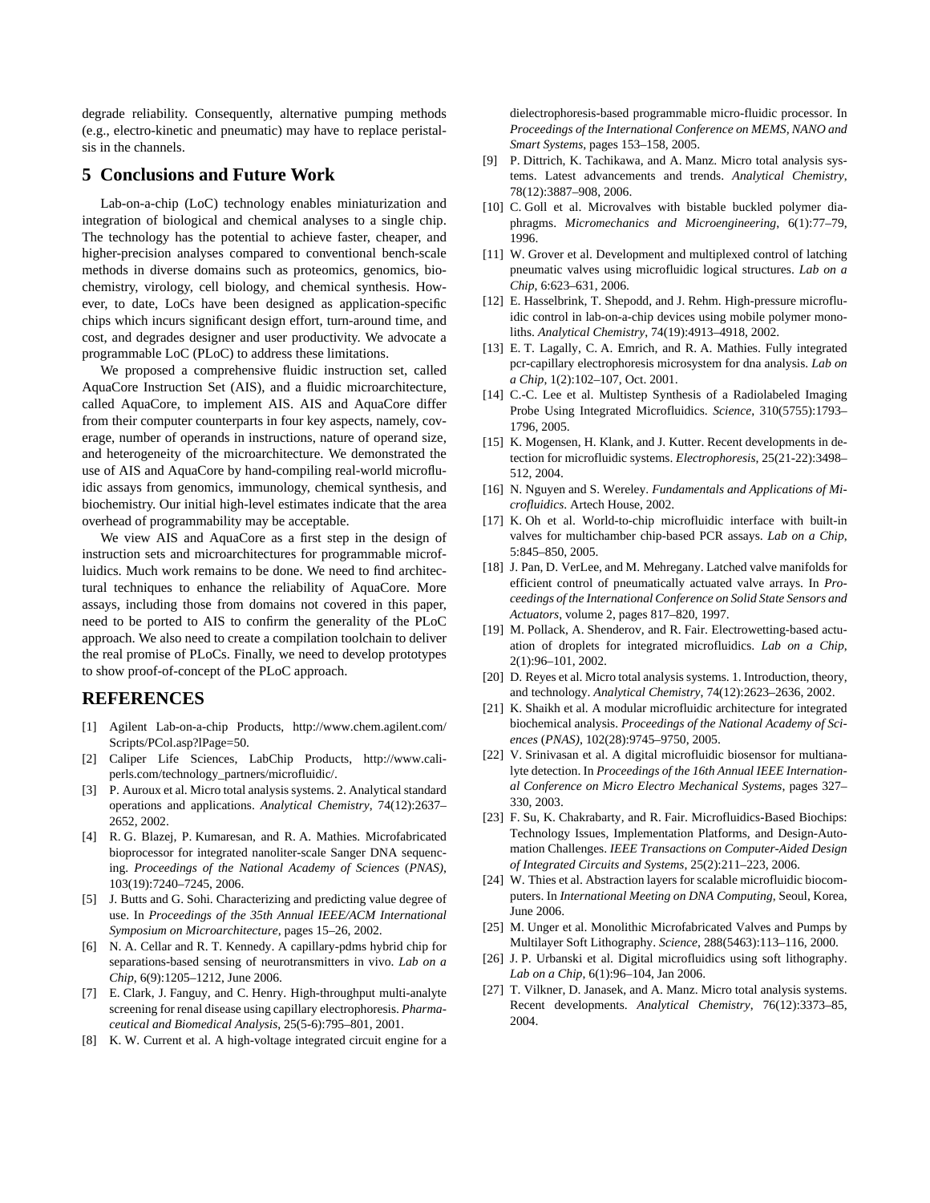degrade reliability. Consequently, alternative pumping methods (e.g., electro-kinetic and pneumatic) may have to replace peristalsis in the channels.

## 5 Conclusions and Future Work

Lab-on-a-chip (LoC) technology enables miniaturization and integration of biological and chemical analyses to a single chip. The technology has the potential to achieve faster, cheaper, and higher-precision analyses compared to conventional bench-scale methods in diverse domains such as proteomics, genomics, biochemistry, virology, cell biology, and chemical synthesis. However, to date, LoCs have been designed as application-specific chips which incurs significant design effort, turn-around time, and cost, and degrades designer and user productivity. We advocate a programmable LoC (PLoC) to address these limitations.

We proposed a comprehensive fluidic instruction set, called AquaCore Instruction Set (AIS), and a fluidic microarchitecture, called AquaCore, to implement AIS. AIS and AquaCore differ from their computer counterparts in four key aspects, namely, coverage, number of operands in instructions, nature of operand size, and heterogeneity of the microarchitecture. We demonstrated the use of AIS and AquaCore by hand-compiling real-world microfluidic assays from genomics, immunology, chemical synthesis, and biochemistry. Our initial high-level estimates indicate that the area overhead of programmability may be acceptable.

We view AIS and AquaCore as a first step in the design of instruction sets and microarchitectures for programmable microfluidics. Much work remains to be done. We need to find architectural techniques to enhance the reliability of AquaCore. More assays, including those from domains not covered in this paper, need to be ported to AIS to confirm the generality of the PLoC approach. We also need to create a compilation toolchain to deliver the real promise of PLoCs. Finally, we need to develop prototypes to show proof-of-concept of the PLoC approach.

## REFERENCES

[1] Agilent Lab-on-a-chip Products, http://www.chem.agilent.com/Scripts/PCol.asp?lPage=50.

[2] Caliper Life Sciences, LabChip Products, http://www.caliperls.com/technology_partners/microfluidic/.

[3] P. Auroux et al. Micro total analysis systems. 2. Analytical standard operations and applications. *Analytical Chemistry*, 74(12):2637–2652, 2002.

[4] R. G. Blazej, P. Kumaresan, and R. A. Mathies. Microfabricated bioprocessor for integrated nanoliter-scale Sanger DNA sequencing. *Proceedings of the National Academy of Sciences* (*PNAS*), 103(19):7240–7245, 2006.

[5] J. Butts and G. Sohi. Characterizing and predicting value degree of use. In *Proceedings of the 35th Annual IEEE/ACM International Symposium on Microarchitecture*, pages 15–26, 2002.

[6] N. A. Cellar and R. T. Kennedy. A capillary-pdms hybrid chip for separations-based sensing of neurotransmitters in vivo. *Lab on a Chip*, 6(9):1205–1212, June 2006.

[7] E. Clark, J. Fanguy, and C. Henry. High-throughput multi-analyte screening for renal disease using capillary electrophoresis. *Pharmaceutical and Biomedical Analysis*, 25(5-6):795–801, 2001.

[8] K. W. Current et al. A high-voltage integrated circuit engine for a dielectrophoresis-based programmable micro-fluidic processor. In *Proceedings of the International Conference on MEMS, NANO and Smart Systems*, pages 153–158, 2005.

[9] P. Dittrich, K. Tachikawa, and A. Manz. Micro total analysis systems. Latest advancements and trends. *Analytical Chemistry*, 78(12):3887–908, 2006.

[10] C. Goll et al. Microvalves with bistable buckled polymer diaphragms. *Micromechanics and Microengineering*, 6(1):77–79, 1996.

[11] W. Grover et al. Development and multiplexed control of latching pneumatic valves using microfluidic logical structures. *Lab on a Chip*, 6:623–631, 2006.

[12] E. Hasselbrink, T. Shepodd, and J. Rehm. High-pressure microfluidic control in lab-on-a-chip devices using mobile polymer monoliths. *Analytical Chemistry*, 74(19):4913–4918, 2002.

[13] E. T. Lagally, C. A. Emrich, and R. A. Mathies. Fully integrated pcr-capillary electrophoresis microsystem for dna analysis. *Lab on a Chip*, 1(2):102–107, Oct. 2001.

[14] C.-C. Lee et al. Multistep Synthesis of a Radiolabeled Imaging Probe Using Integrated Microfluidics. *Science*, 310(5755):1793–1796, 2005.

[15] K. Mogensen, H. Klank, and J. Kutter. Recent developments in detection for microfluidic systems. *Electrophoresis*, 25(21-22):3498–512, 2004.

[16] N. Nguyen and S. Wereley. *Fundamentals and Applications of Microfluidics*. Artech House, 2002.

[17] K. Oh et al. World-to-chip microfluidic interface with built-in valves for multichamber chip-based PCR assays. *Lab on a Chip*, 5:845–850, 2005.

[18] J. Pan, D. VerLee, and M. Mehregany. Latched valve manifolds for efficient control of pneumatically actuated valve arrays. In *Proceedings of the International Conference on Solid State Sensors and Actuators*, volume 2, pages 817–820, 1997.

[19] M. Pollack, A. Shenderov, and R. Fair. Electrowetting-based actuation of droplets for integrated microfluidics. *Lab on a Chip*, 2(1):96–101, 2002.

[20] D. Reyes et al. Micro total analysis systems. 1. Introduction, theory, and technology. *Analytical Chemistry*, 74(12):2623–2636, 2002.

[21] K. Shaikh et al. A modular microfluidic architecture for integrated biochemical analysis. *Proceedings of the National Academy of Sciences* (*PNAS*), 102(28):9745–9750, 2005.

[22] V. Srinivasan et al. A digital microfluidic biosensor for multianalyte detection. In *Proceedings of the 16th Annual IEEE International Conference on Micro Electro Mechanical Systems*, pages 327–330, 2003.

[23] F. Su, K. Chakrabarty, and R. Fair. Microfluidics-Based Biochips: Technology Issues, Implementation Platforms, and Design-Automation Challenges. *IEEE Transactions on Computer-Aided Design of Integrated Circuits and Systems*, 25(2):211–223, 2006.

[24] W. Thies et al. Abstraction layers for scalable microfluidic biocomputers. In *International Meeting on DNA Computing*, Seoul, Korea, June 2006.

[25] M. Unger et al. Monolithic Microfabricated Valves and Pumps by Multilayer Soft Lithography. *Science*, 288(5463):113–116, 2000.

[26] J. P. Urbanski et al. Digital microfluidics using soft lithography. *Lab on a Chip*, 6(1):96–104, Jan 2006.

[27] T. Vilkner, D. Janasek, and A. Manz. Micro total analysis systems. Recent developments. *Analytical Chemistry*, 76(12):3373–85, 2004.